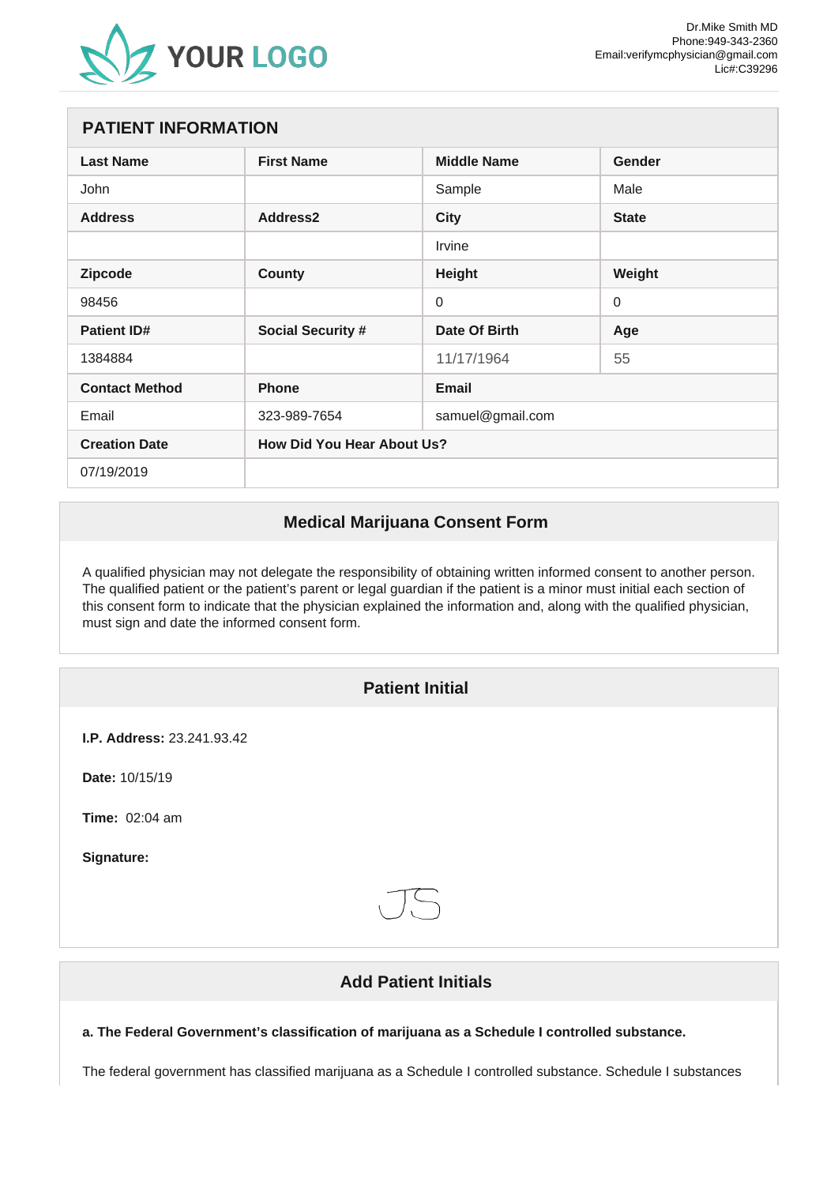YOUR LOGO

Dr.Mike Smith MD
Phone:949-343-2360
Email:verifymcphysician@gmail.com
Lic#:C39296

## PATIENT INFORMATION

| Last Name | First Name | Middle Name | Gender |
|---|---|---|---|
| John | | Sample | Male |
| **Address** | **Address2** | **City** | **State** |
| | | Irvine | |
| **Zipcode** | **County** | **Height** | **Weight** |
| 98456 | | 0 | 0 |
| **Patient ID#** | **Social Security #** | **Date Of Birth** | **Age** |
| 1384884 | | 11/17/1964 | 55 |
| **Contact Method** | **Phone** | **Email** | |
| Email | 323-989-7654 | samuel@gmail.com | |
| **Creation Date** | **How Did You Hear About Us?** | | |
| 07/19/2019 | | | |

## Medical Marijuana Consent Form

A qualified physician may not delegate the responsibility of obtaining written informed consent to another person. The qualified patient or the patient's parent or legal guardian if the patient is a minor must initial each section of this consent form to indicate that the physician explained the information and, along with the qualified physician, must sign and date the informed consent form.

## Patient Initial

**I.P. Address:** 23.241.93.42

**Date:** 10/15/19

**Time:** 02:04 am

**Signature:**

JS

## Add Patient Initials

**a. The Federal Government's classification of marijuana as a Schedule I controlled substance.**

The federal government has classified marijuana as a Schedule I controlled substance. Schedule I substances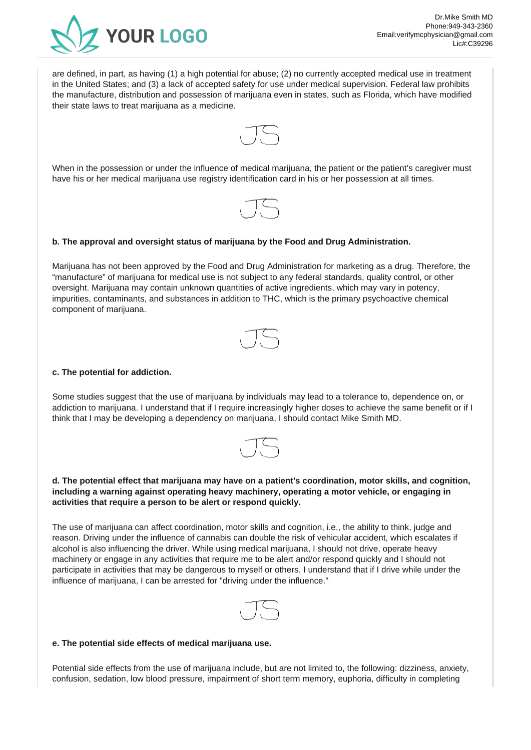are defined, in part, as having (1) a high potential for abuse; (2) no currently accepted medical use in treatment in the United States; and (3) a lack of accepted safety for use under medical supervision. Federal law prohibits the manufacture, distribution and possession of marijuana even in states, such as Florida, which have modified their state laws to treat marijuana as a medicine.

JS

When in the possession or under the influence of medical marijuana, the patient or the patient's caregiver must have his or her medical marijuana use registry identification card in his or her possession at all times.

JS

**b. The approval and oversight status of marijuana by the Food and Drug Administration.**

Marijuana has not been approved by the Food and Drug Administration for marketing as a drug. Therefore, the "manufacture" of marijuana for medical use is not subject to any federal standards, quality control, or other oversight. Marijuana may contain unknown quantities of active ingredients, which may vary in potency, impurities, contaminants, and substances in addition to THC, which is the primary psychoactive chemical component of marijuana.

JS

**c. The potential for addiction.**

Some studies suggest that the use of marijuana by individuals may lead to a tolerance to, dependence on, or addiction to marijuana. I understand that if I require increasingly higher doses to achieve the same benefit or if I think that I may be developing a dependency on marijuana, I should contact Mike Smith MD.

JS

**d. The potential effect that marijuana may have on a patient's coordination, motor skills, and cognition, including a warning against operating heavy machinery, operating a motor vehicle, or engaging in activities that require a person to be alert or respond quickly.**

The use of marijuana can affect coordination, motor skills and cognition, i.e., the ability to think, judge and reason. Driving under the influence of cannabis can double the risk of vehicular accident, which escalates if alcohol is also influencing the driver. While using medical marijuana, I should not drive, operate heavy machinery or engage in any activities that require me to be alert and/or respond quickly and I should not participate in activities that may be dangerous to myself or others. I understand that if I drive while under the influence of marijuana, I can be arrested for "driving under the influence."

JS

**e. The potential side effects of medical marijuana use.**

Potential side effects from the use of marijuana include, but are not limited to, the following: dizziness, anxiety, confusion, sedation, low blood pressure, impairment of short term memory, euphoria, difficulty in completing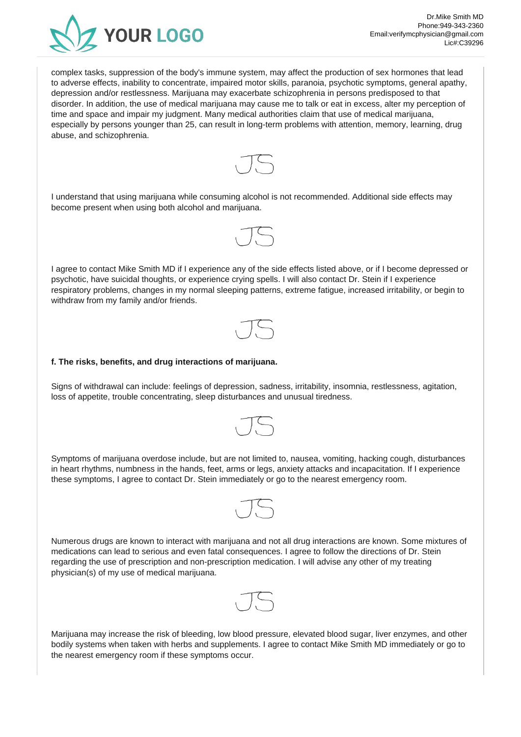complex tasks, suppression of the body's immune system, may affect the production of sex hormones that lead to adverse effects, inability to concentrate, impaired motor skills, paranoia, psychotic symptoms, general apathy, depression and/or restlessness. Marijuana may exacerbate schizophrenia in persons predisposed to that disorder. In addition, the use of medical marijuana may cause me to talk or eat in excess, alter my perception of time and space and impair my judgment. Many medical authorities claim that use of medical marijuana, especially by persons younger than 25, can result in long-term problems with attention, memory, learning, drug abuse, and schizophrenia.

JS

I understand that using marijuana while consuming alcohol is not recommended. Additional side effects may become present when using both alcohol and marijuana.

JS

I agree to contact Mike Smith MD if I experience any of the side effects listed above, or if I become depressed or psychotic, have suicidal thoughts, or experience crying spells. I will also contact Dr. Stein if I experience respiratory problems, changes in my normal sleeping patterns, extreme fatigue, increased irritability, or begin to withdraw from my family and/or friends.

JS

**f. The risks, benefits, and drug interactions of marijuana.**

Signs of withdrawal can include: feelings of depression, sadness, irritability, insomnia, restlessness, agitation, loss of appetite, trouble concentrating, sleep disturbances and unusual tiredness.

JS

Symptoms of marijuana overdose include, but are not limited to, nausea, vomiting, hacking cough, disturbances in heart rhythms, numbness in the hands, feet, arms or legs, anxiety attacks and incapacitation. If I experience these symptoms, I agree to contact Dr. Stein immediately or go to the nearest emergency room.

JS

Numerous drugs are known to interact with marijuana and not all drug interactions are known. Some mixtures of medications can lead to serious and even fatal consequences. I agree to follow the directions of Dr. Stein regarding the use of prescription and non-prescription medication. I will advise any other of my treating physician(s) of my use of medical marijuana.

JS

Marijuana may increase the risk of bleeding, low blood pressure, elevated blood sugar, liver enzymes, and other bodily systems when taken with herbs and supplements. I agree to contact Mike Smith MD immediately or go to the nearest emergency room if these symptoms occur.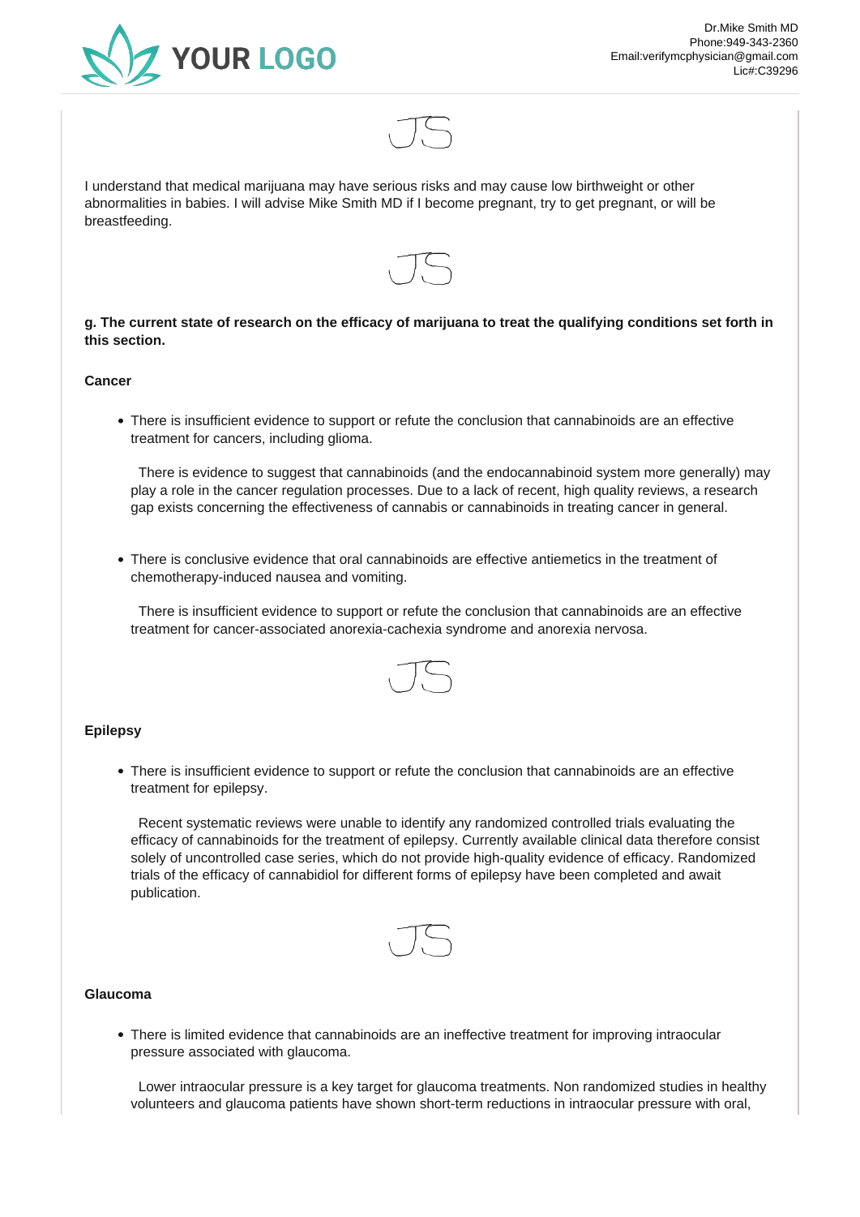JS

I understand that medical marijuana may have serious risks and may cause low birthweight or other abnormalities in babies. I will advise Mike Smith MD if I become pregnant, try to get pregnant, or will be breastfeeding.

JS

**g. The current state of research on the efficacy of marijuana to treat the qualifying conditions set forth in this section.**

**Cancer**

- There is insufficient evidence to support or refute the conclusion that cannabinoids are an effective treatment for cancers, including glioma.

  There is evidence to suggest that cannabinoids (and the endocannabinoid system more generally) may play a role in the cancer regulation processes. Due to a lack of recent, high quality reviews, a research gap exists concerning the effectiveness of cannabis or cannabinoids in treating cancer in general.

- There is conclusive evidence that oral cannabinoids are effective antiemetics in the treatment of chemotherapy-induced nausea and vomiting.

  There is insufficient evidence to support or refute the conclusion that cannabinoids are an effective treatment for cancer-associated anorexia-cachexia syndrome and anorexia nervosa.

JS

**Epilepsy**

- There is insufficient evidence to support or refute the conclusion that cannabinoids are an effective treatment for epilepsy.

  Recent systematic reviews were unable to identify any randomized controlled trials evaluating the efficacy of cannabinoids for the treatment of epilepsy. Currently available clinical data therefore consist solely of uncontrolled case series, which do not provide high-quality evidence of efficacy. Randomized trials of the efficacy of cannabidiol for different forms of epilepsy have been completed and await publication.

JS

**Glaucoma**

- There is limited evidence that cannabinoids are an ineffective treatment for improving intraocular pressure associated with glaucoma.

  Lower intraocular pressure is a key target for glaucoma treatments. Non randomized studies in healthy volunteers and glaucoma patients have shown short-term reductions in intraocular pressure with oral,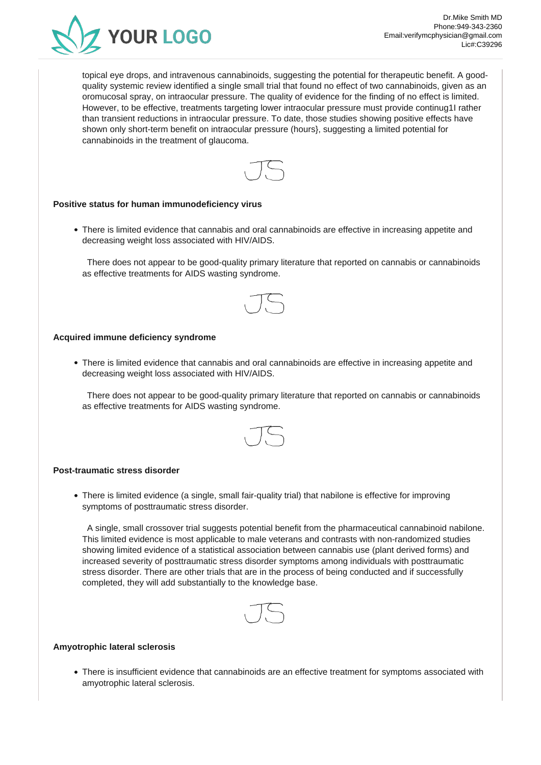topical eye drops, and intravenous cannabinoids, suggesting the potential for therapeutic benefit. A good-quality systemic review identified a single small trial that found no effect of two cannabinoids, given as an oromucosal spray, on intraocular pressure. The quality of evidence for the finding of no effect is limited. However, to be effective, treatments targeting lower intraocular pressure must provide continug1l rather than transient reductions in intraocular pressure. To date, those studies showing positive effects have shown only short-term benefit on intraocular pressure (hours}, suggesting a limited potential for cannabinoids in the treatment of glaucoma.

JS

**Positive status for human immunodeficiency virus**

- There is limited evidence that cannabis and oral cannabinoids are effective in increasing appetite and decreasing weight loss associated with HIV/AIDS.

There does not appear to be good-quality primary literature that reported on cannabis or cannabinoids as effective treatments for AIDS wasting syndrome.

JS

**Acquired immune deficiency syndrome**

- There is limited evidence that cannabis and oral cannabinoids are effective in increasing appetite and decreasing weight loss associated with HIV/AIDS.

There does not appear to be good-quality primary literature that reported on cannabis or cannabinoids as effective treatments for AIDS wasting syndrome.

JS

**Post-traumatic stress disorder**

- There is limited evidence (a single, small fair-quality trial) that nabilone is effective for improving symptoms of posttraumatic stress disorder.

A single, small crossover trial suggests potential benefit from the pharmaceutical cannabinoid nabilone. This limited evidence is most applicable to male veterans and contrasts with non-randomized studies showing limited evidence of a statistical association between cannabis use (plant derived forms) and increased severity of posttraumatic stress disorder symptoms among individuals with posttraumatic stress disorder. There are other trials that are in the process of being conducted and if successfully completed, they will add substantially to the knowledge base.

JS

**Amyotrophic lateral sclerosis**

- There is insufficient evidence that cannabinoids are an effective treatment for symptoms associated with amyotrophic lateral sclerosis.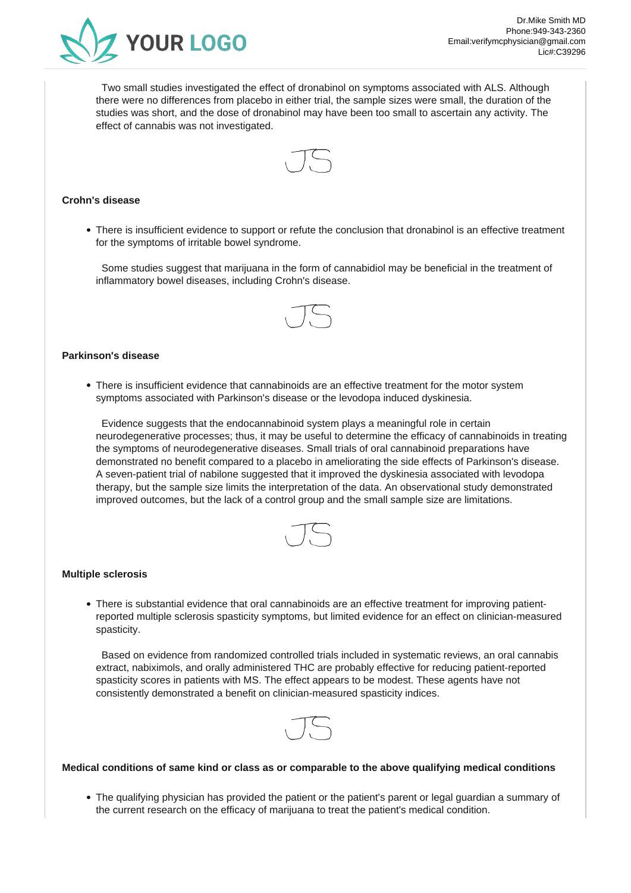Two small studies investigated the effect of dronabinol on symptoms associated with ALS. Although there were no differences from placebo in either trial, the sample sizes were small, the duration of the studies was short, and the dose of dronabinol may have been too small to ascertain any activity. The effect of cannabis was not investigated.

JS

**Crohn's disease**

- There is insufficient evidence to support or refute the conclusion that dronabinol is an effective treatment for the symptoms of irritable bowel syndrome.

Some studies suggest that marijuana in the form of cannabidiol may be beneficial in the treatment of inflammatory bowel diseases, including Crohn's disease.

JS

**Parkinson's disease**

- There is insufficient evidence that cannabinoids are an effective treatment for the motor system symptoms associated with Parkinson's disease or the levodopa induced dyskinesia.

Evidence suggests that the endocannabinoid system plays a meaningful role in certain neurodegenerative processes; thus, it may be useful to determine the efficacy of cannabinoids in treating the symptoms of neurodegenerative diseases. Small trials of oral cannabinoid preparations have demonstrated no benefit compared to a placebo in ameliorating the side effects of Parkinson's disease. A seven-patient trial of nabilone suggested that it improved the dyskinesia associated with levodopa therapy, but the sample size limits the interpretation of the data. An observational study demonstrated improved outcomes, but the lack of a control group and the small sample size are limitations.

JS

**Multiple sclerosis**

- There is substantial evidence that oral cannabinoids are an effective treatment for improving patient-reported multiple sclerosis spasticity symptoms, but limited evidence for an effect on clinician-measured spasticity.

Based on evidence from randomized controlled trials included in systematic reviews, an oral cannabis extract, nabiximols, and orally administered THC are probably effective for reducing patient-reported spasticity scores in patients with MS. The effect appears to be modest. These agents have not consistently demonstrated a benefit on clinician-measured spasticity indices.

JS

**Medical conditions of same kind or class as or comparable to the above qualifying medical conditions**

- The qualifying physician has provided the patient or the patient's parent or legal guardian a summary of the current research on the efficacy of marijuana to treat the patient's medical condition.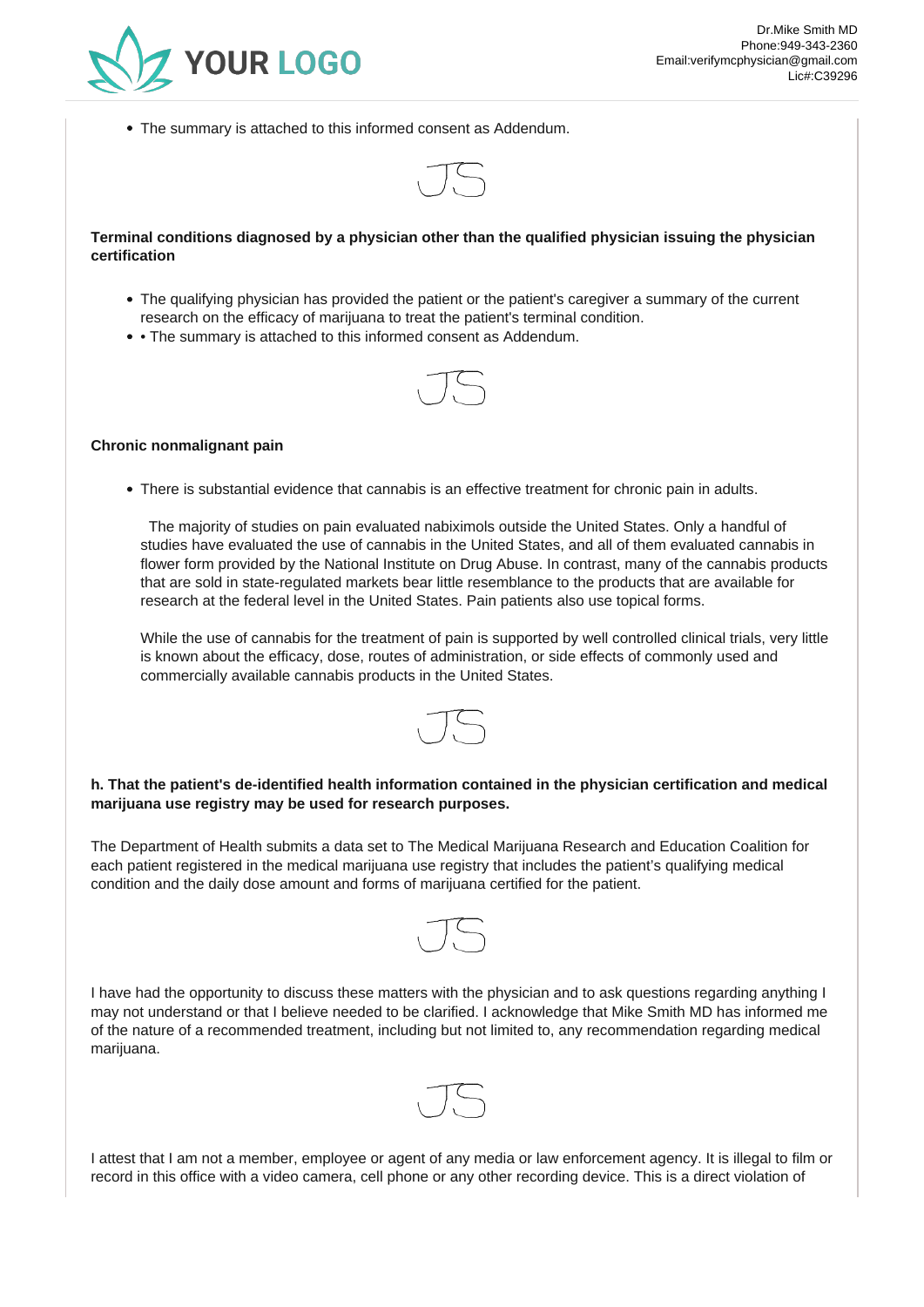- The summary is attached to this informed consent as Addendum.

JS

**Terminal conditions diagnosed by a physician other than the qualified physician issuing the physician certification**

- The qualifying physician has provided the patient or the patient's caregiver a summary of the current research on the efficacy of marijuana to treat the patient's terminal condition.
- • The summary is attached to this informed consent as Addendum.

JS

**Chronic nonmalignant pain**

- There is substantial evidence that cannabis is an effective treatment for chronic pain in adults.

  The majority of studies on pain evaluated nabiximols outside the United States. Only a handful of studies have evaluated the use of cannabis in the United States, and all of them evaluated cannabis in flower form provided by the National Institute on Drug Abuse. In contrast, many of the cannabis products that are sold in state-regulated markets bear little resemblance to the products that are available for research at the federal level in the United States. Pain patients also use topical forms.

  While the use of cannabis for the treatment of pain is supported by well controlled clinical trials, very little is known about the efficacy, dose, routes of administration, or side effects of commonly used and commercially available cannabis products in the United States.

JS

**h. That the patient's de-identified health information contained in the physician certification and medical marijuana use registry may be used for research purposes.**

The Department of Health submits a data set to The Medical Marijuana Research and Education Coalition for each patient registered in the medical marijuana use registry that includes the patient's qualifying medical condition and the daily dose amount and forms of marijuana certified for the patient.

JS

I have had the opportunity to discuss these matters with the physician and to ask questions regarding anything I may not understand or that I believe needed to be clarified. I acknowledge that Mike Smith MD has informed me of the nature of a recommended treatment, including but not limited to, any recommendation regarding medical marijuana.

JS

I attest that I am not a member, employee or agent of any media or law enforcement agency. It is illegal to film or record in this office with a video camera, cell phone or any other recording device. This is a direct violation of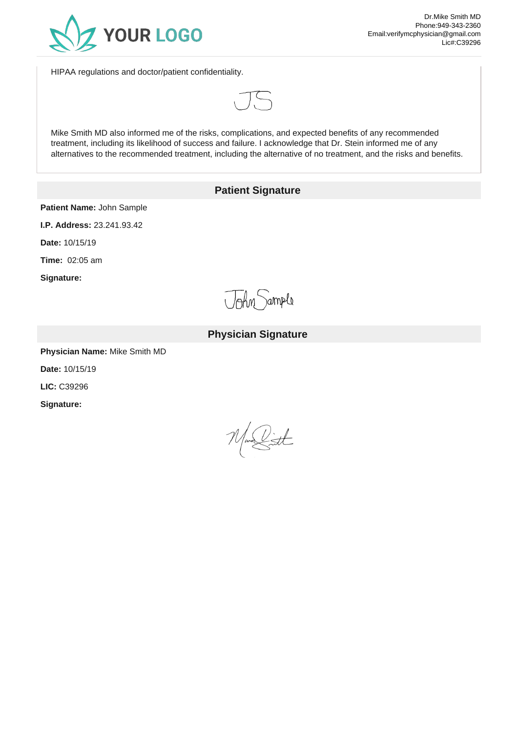HIPAA regulations and doctor/patient confidentiality.

Mike Smith MD also informed me of the risks, complications, and expected benefits of any recommended treatment, including its likelihood of success and failure. I acknowledge that Dr. Stein informed me of any alternatives to the recommended treatment, including the alternative of no treatment, and the risks and benefits.

## Patient Signature

**Patient Name:** John Sample

**I.P. Address:** 23.241.93.42

**Date:** 10/15/19

**Time:** 02:05 am

**Signature:**

## Physician Signature

**Physician Name:** Mike Smith MD

**Date:** 10/15/19

**LIC:** C39296

**Signature:**